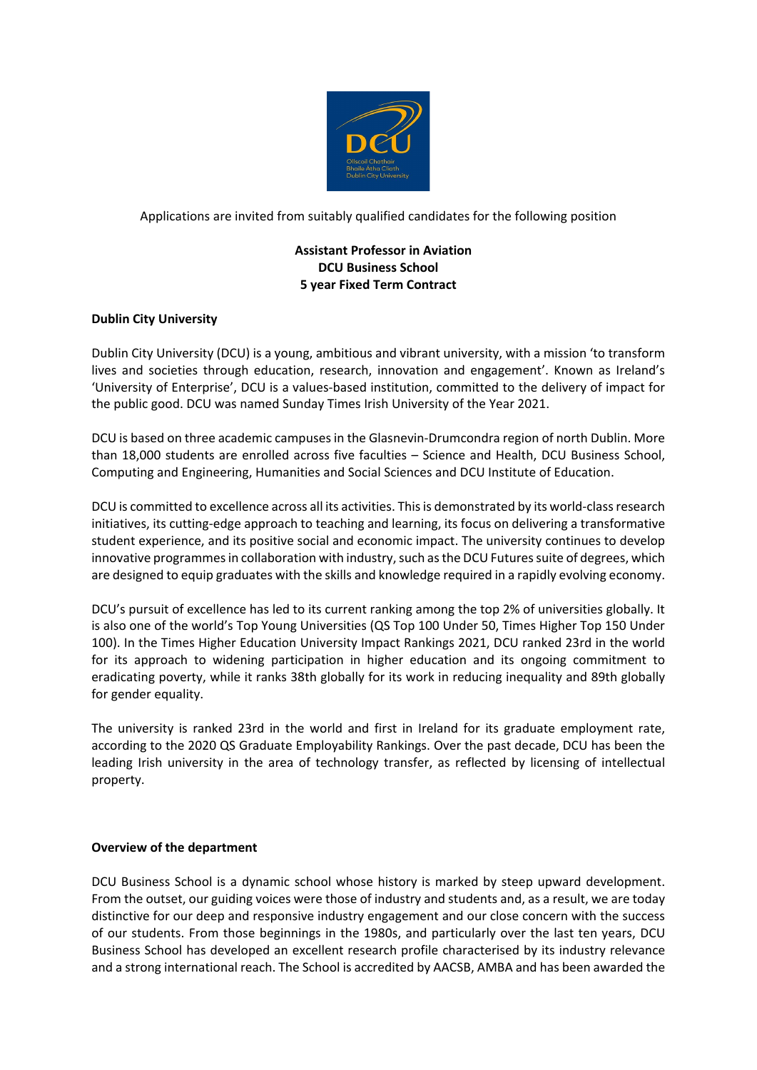Applications are invited from suitably qualified candidates for the following position

**Assistant Professor in Aviation**
**DCU Business School**
**5 year Fixed Term Contract**

**Dublin City University**

Dublin City University (DCU) is a young, ambitious and vibrant university, with a mission 'to transform lives and societies through education, research, innovation and engagement'. Known as Ireland's 'University of Enterprise', DCU is a values-based institution, committed to the delivery of impact for the public good. DCU was named Sunday Times Irish University of the Year 2021.

DCU is based on three academic campuses in the Glasnevin-Drumcondra region of north Dublin. More than 18,000 students are enrolled across five faculties – Science and Health, DCU Business School, Computing and Engineering, Humanities and Social Sciences and DCU Institute of Education.

DCU is committed to excellence across all its activities. This is demonstrated by its world-class research initiatives, its cutting-edge approach to teaching and learning, its focus on delivering a transformative student experience, and its positive social and economic impact. The university continues to develop innovative programmes in collaboration with industry, such as the DCU Futures suite of degrees, which are designed to equip graduates with the skills and knowledge required in a rapidly evolving economy.

DCU's pursuit of excellence has led to its current ranking among the top 2% of universities globally. It is also one of the world's Top Young Universities (QS Top 100 Under 50, Times Higher Top 150 Under 100). In the Times Higher Education University Impact Rankings 2021, DCU ranked 23rd in the world for its approach to widening participation in higher education and its ongoing commitment to eradicating poverty, while it ranks 38th globally for its work in reducing inequality and 89th globally for gender equality.

The university is ranked 23rd in the world and first in Ireland for its graduate employment rate, according to the 2020 QS Graduate Employability Rankings. Over the past decade, DCU has been the leading Irish university in the area of technology transfer, as reflected by licensing of intellectual property.

**Overview of the department**

DCU Business School is a dynamic school whose history is marked by steep upward development. From the outset, our guiding voices were those of industry and students and, as a result, we are today distinctive for our deep and responsive industry engagement and our close concern with the success of our students. From those beginnings in the 1980s, and particularly over the last ten years, DCU Business School has developed an excellent research profile characterised by its industry relevance and a strong international reach. The School is accredited by AACSB, AMBA and has been awarded the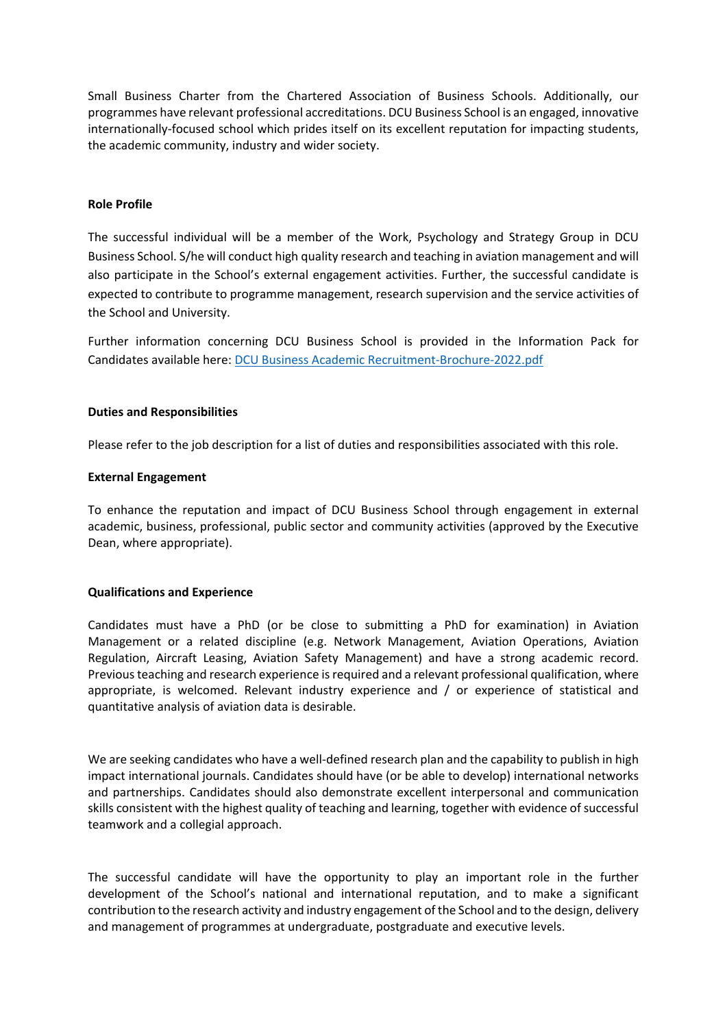Small Business Charter from the Chartered Association of Business Schools. Additionally, our programmes have relevant professional accreditations. DCU Business School is an engaged, innovative internationally-focused school which prides itself on its excellent reputation for impacting students, the academic community, industry and wider society.

**Role Profile**

The successful individual will be a member of the Work, Psychology and Strategy Group in DCU Business School. S/he will conduct high quality research and teaching in aviation management and will also participate in the School's external engagement activities. Further, the successful candidate is expected to contribute to programme management, research supervision and the service activities of the School and University.

Further information concerning DCU Business School is provided in the Information Pack for Candidates available here: [DCU Business Academic Recruitment-Brochure-2022.pdf]()

**Duties and Responsibilities**

Please refer to the job description for a list of duties and responsibilities associated with this role.

**External Engagement**

To enhance the reputation and impact of DCU Business School through engagement in external academic, business, professional, public sector and community activities (approved by the Executive Dean, where appropriate).

**Qualifications and Experience**

Candidates must have a PhD (or be close to submitting a PhD for examination) in Aviation Management or a related discipline (e.g. Network Management, Aviation Operations, Aviation Regulation, Aircraft Leasing, Aviation Safety Management) and have a strong academic record. Previous teaching and research experience is required and a relevant professional qualification, where appropriate, is welcomed. Relevant industry experience and / or experience of statistical and quantitative analysis of aviation data is desirable.

We are seeking candidates who have a well-defined research plan and the capability to publish in high impact international journals. Candidates should have (or be able to develop) international networks and partnerships. Candidates should also demonstrate excellent interpersonal and communication skills consistent with the highest quality of teaching and learning, together with evidence of successful teamwork and a collegial approach.

The successful candidate will have the opportunity to play an important role in the further development of the School's national and international reputation, and to make a significant contribution to the research activity and industry engagement of the School and to the design, delivery and management of programmes at undergraduate, postgraduate and executive levels.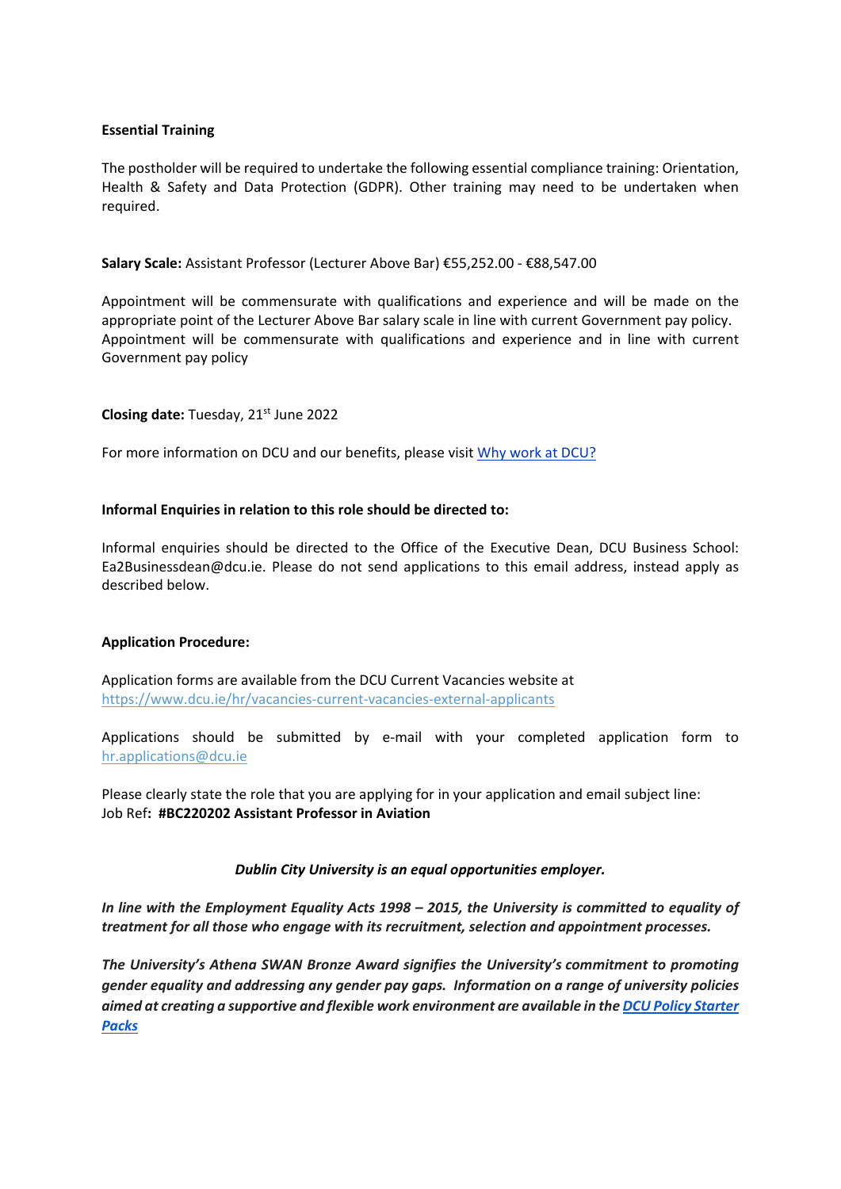**Essential Training**

The postholder will be required to undertake the following essential compliance training: Orientation, Health & Safety and Data Protection (GDPR). Other training may need to be undertaken when required.

**Salary Scale:** Assistant Professor (Lecturer Above Bar) €55,252.00 - €88,547.00

Appointment will be commensurate with qualifications and experience and will be made on the appropriate point of the Lecturer Above Bar salary scale in line with current Government pay policy. Appointment will be commensurate with qualifications and experience and in line with current Government pay policy

**Closing date:** Tuesday, 21st June 2022

For more information on DCU and our benefits, please visit [Why work at DCU?]()

**Informal Enquiries in relation to this role should be directed to:**

Informal enquiries should be directed to the Office of the Executive Dean, DCU Business School: Ea2Businessdean@dcu.ie. Please do not send applications to this email address, instead apply as described below.

**Application Procedure:**

Application forms are available from the DCU Current Vacancies website at https://www.dcu.ie/hr/vacancies-current-vacancies-external-applicants

Applications should be submitted by e-mail with your completed application form to hr.applications@dcu.ie

Please clearly state the role that you are applying for in your application and email subject line:
Job Ref**: #BC220202 Assistant Professor in Aviation**

***Dublin City University is an equal opportunities employer.***

***In line with the Employment Equality Acts 1998 – 2015, the University is committed to equality of treatment for all those who engage with its recruitment, selection and appointment processes.***

***The University's Athena SWAN Bronze Award signifies the University's commitment to promoting gender equality and addressing any gender pay gaps. Information on a range of university policies aimed at creating a supportive and flexible work environment are available in the [DCU Policy Starter Packs]()***